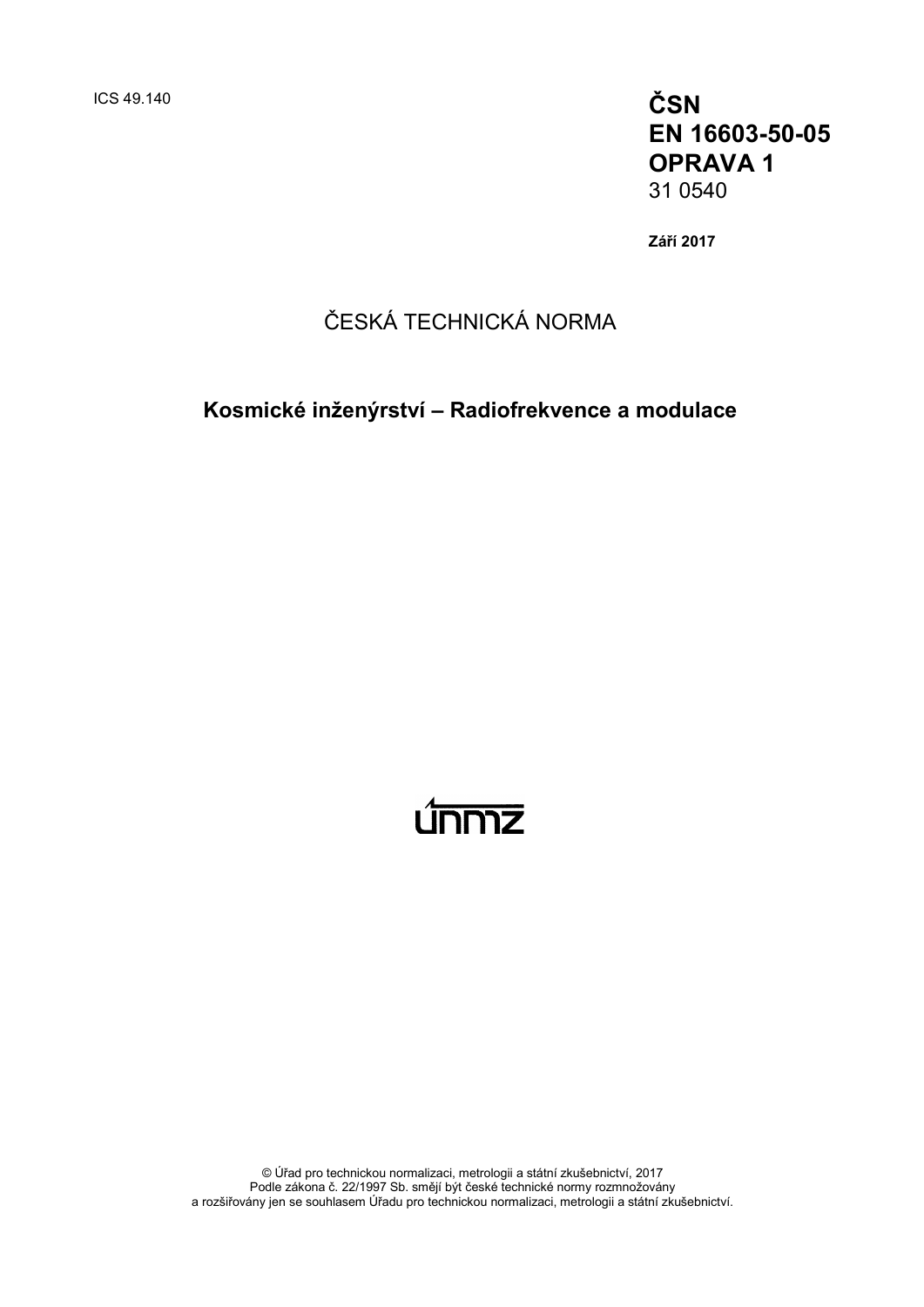ICS 49.140

**ČSN EN 16603-50-05 OPRAVA 1**
31 0540

**Září 2017**

ČESKÁ TECHNICKÁ NORMA

**Kosmické inženýrství – Radiofrekvence a modulace**

ÚNMZ

© Úřad pro technickou normalizaci, metrologii a státní zkušebnictví, 2017
Podle zákona č. 22/1997 Sb. smějí být české technické normy rozmnožovány a rozšiřovány jen se souhlasem Úřadu pro technickou normalizaci, metrologii a státní zkušebnictví.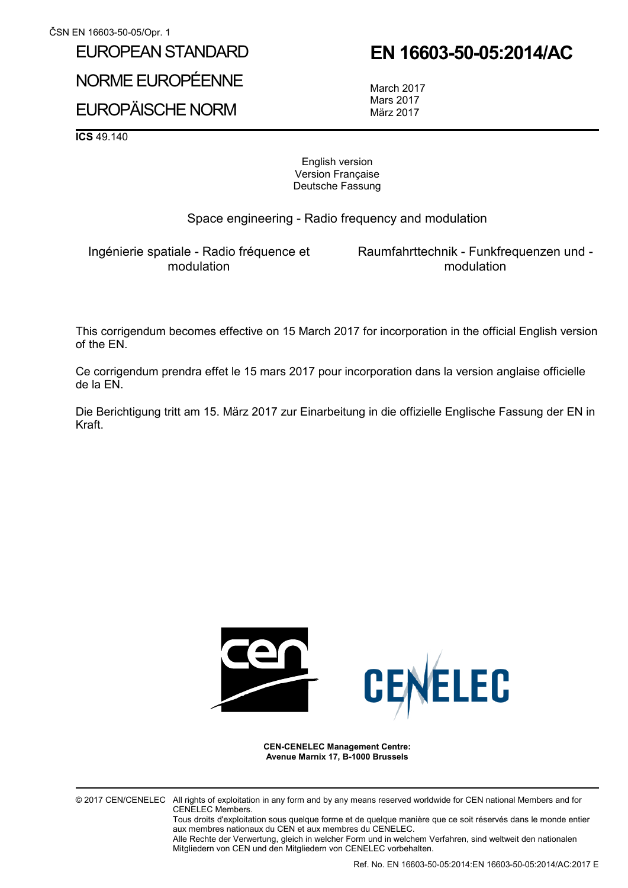ČSN EN 16603-50-05/Opr. 1

EUROPEAN STANDARD

NORME EUROPÉENNE

EUROPÄISCHE NORM

# EN 16603-50-05:2014/AC

March 2017
Mars 2017
März 2017

**ICS** 49.140

English version
Version Française
Deutsche Fassung

Space engineering - Radio frequency and modulation

Ingénierie spatiale - Radio fréquence et modulation

Raumfahrttechnik - Funkfrequenzen und - modulation

This corrigendum becomes effective on 15 March 2017 for incorporation in the official English version of the EN.

Ce corrigendum prendra effet le 15 mars 2017 pour incorporation dans la version anglaise officielle de la EN.

Die Berichtigung tritt am 15. März 2017 zur Einarbeitung in die offizielle Englische Fassung der EN in Kraft.

**CEN-CENELEC Management Centre:**
**Avenue Marnix 17, B-1000 Brussels**

© 2017 CEN/CENELEC All rights of exploitation in any form and by any means reserved worldwide for CEN national Members and for CENELEC Members.
Tous droits d'exploitation sous quelque forme et de quelque manière que ce soit réservés dans le monde entier aux membres nationaux du CEN et aux membres du CENELEC.
Alle Rechte der Verwertung, gleich in welcher Form und in welchem Verfahren, sind weltweit den nationalen Mitgliedern von CEN und den Mitgliedern von CENELEC vorbehalten.

Ref. No. EN 16603-50-05:2014:EN 16603-50-05:2014/AC:2017 E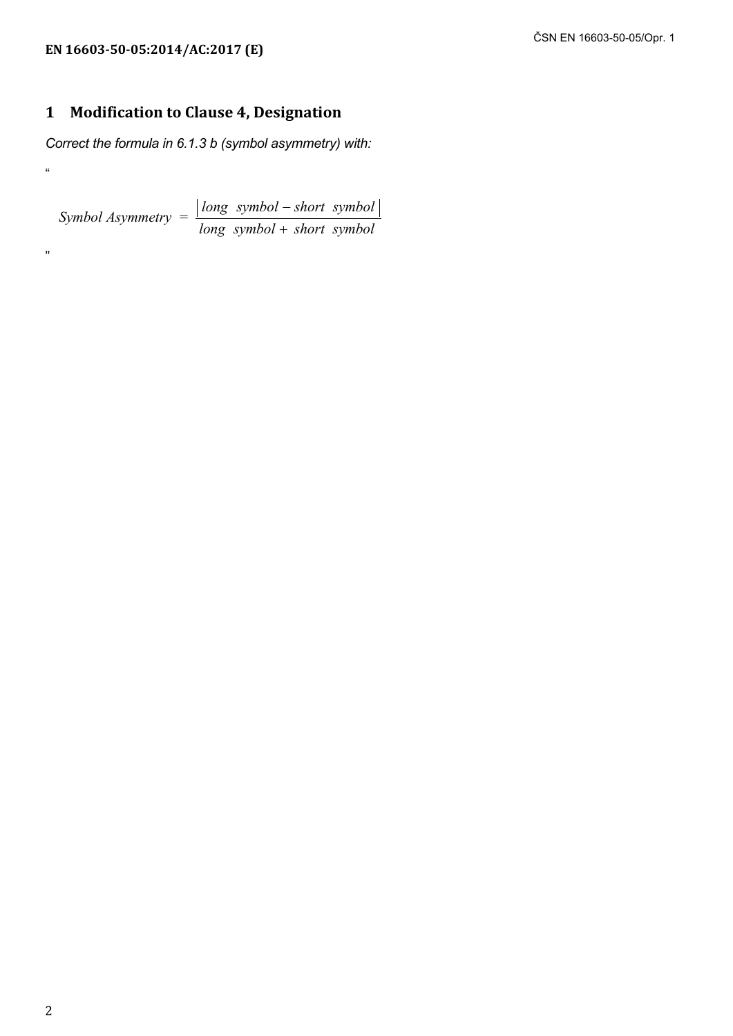# 1 Modification to Clause 4, Designation

*Correct the formula in 6.1.3 b (symbol asymmetry) with:*

“

$$Symbol\ Asymmetry = \frac{\left| long\ \ symbol - short\ \ symbol \right|}{long\ \ symbol + short\ \ symbol}$$

"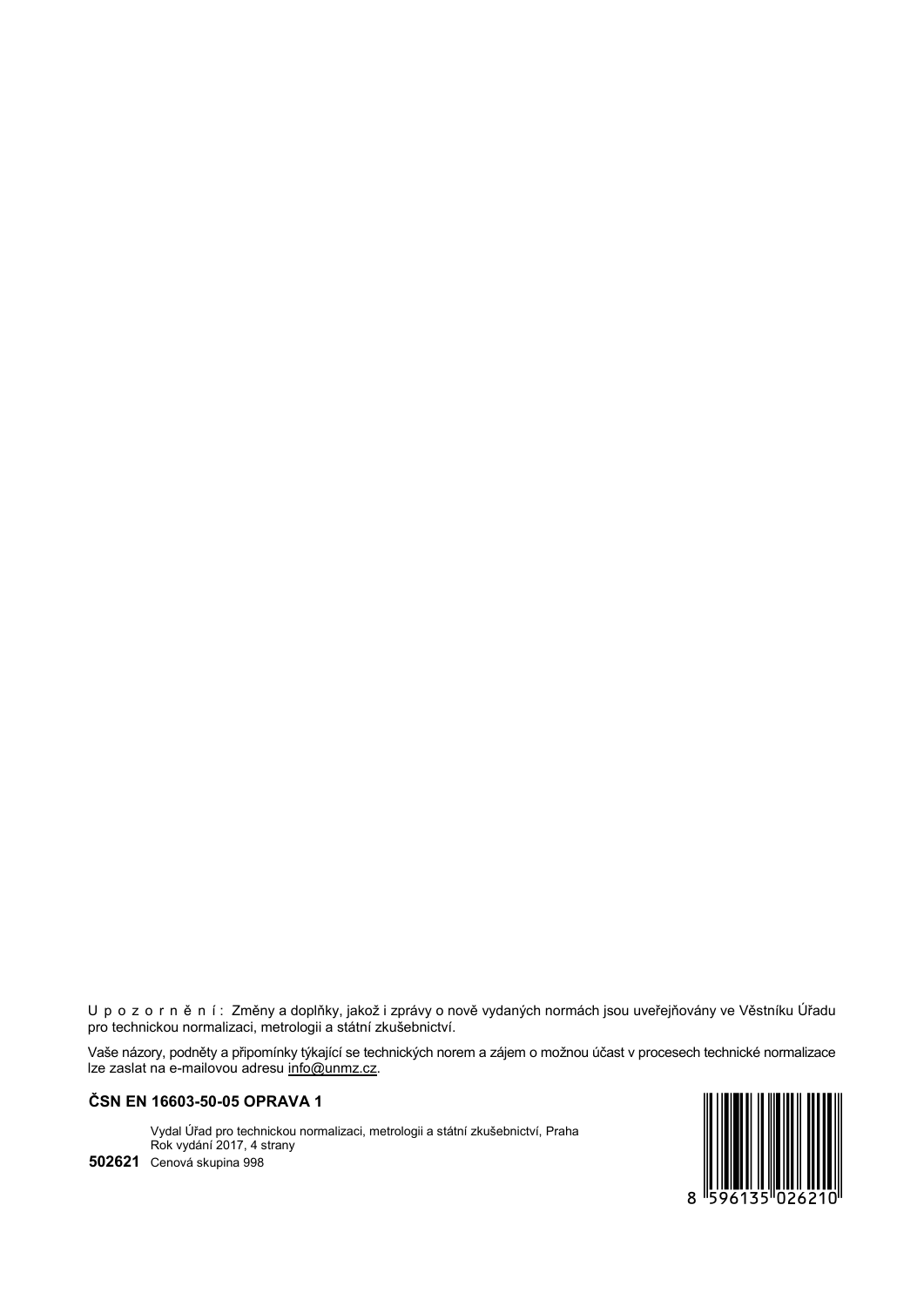U p o z o r n ě n í : Změny a doplňky, jakož i zprávy o nově vydaných normách jsou uveřejňovány ve Věstníku Úřadu pro technickou normalizaci, metrologii a státní zkušebnictví.

Vaše názory, podněty a připomínky týkající se technických norem a zájem o možnou účast v procesech technické normalizace lze zaslat na e-mailovou adresu info@unmz.cz.

**ČSN EN 16603-50-05 OPRAVA 1**

Vydal Úřad pro technickou normalizaci, metrologii a státní zkušebnictví, Praha
Rok vydání 2017, 4 strany

**502621** Cenová skupina 998

8 596135 026210